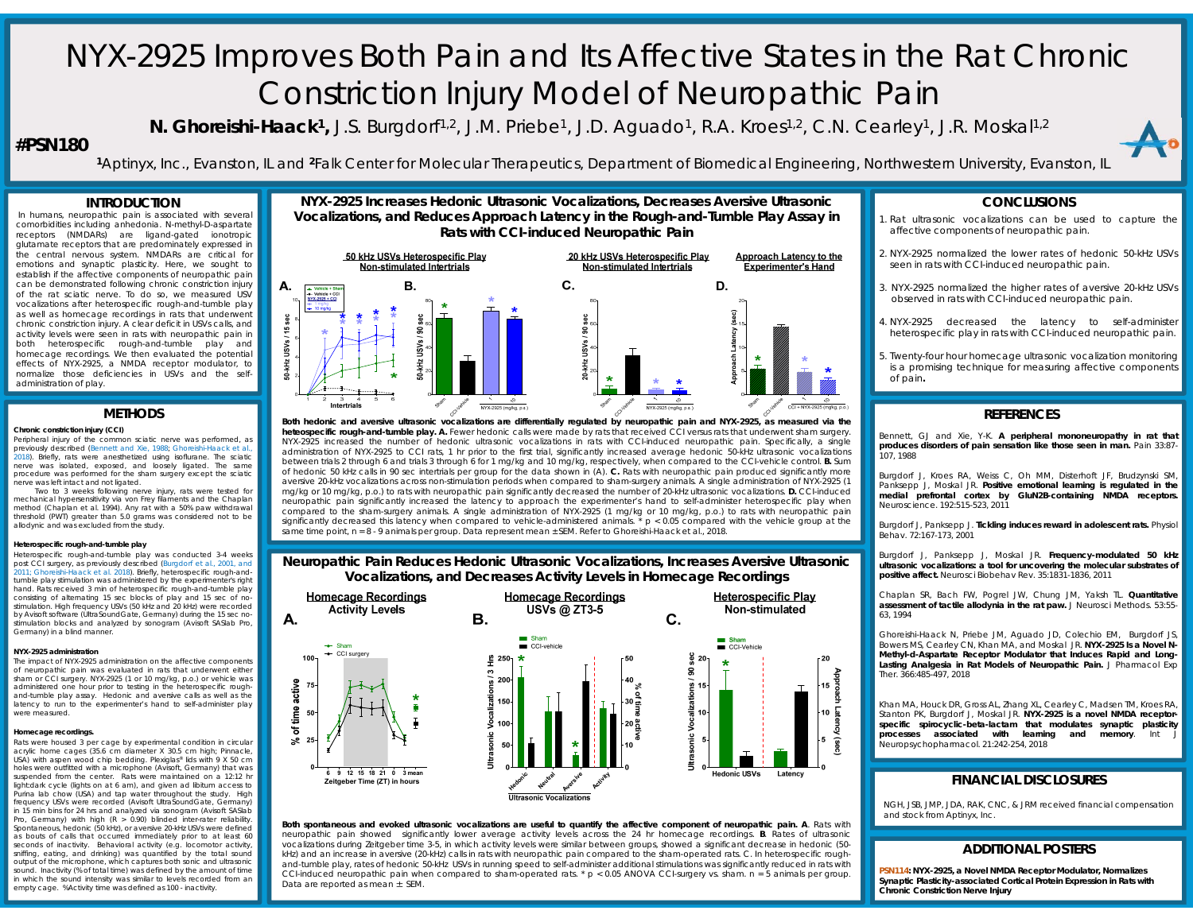# NYX-2925 Improves Both Pain and Its Affective States in the Rat Chronic Constriction Injury Model of Neuropathic Pain

**N. Ghoreishi-Haack[1],** J.S. Burgdorf[1,2], J.M. Priebe[1], J.D. Aguado[1], R.A. Kroes[1,2], C.N. Cearley[1], J.R. Moskal[1,2]

**#PSN180**

[1]Aptinyx, Inc., Evanston, IL and [2]Falk Center for Molecular Therapeutics, Department of Biomedical Engineering, Northwestern University, Evanston, IL

## INTRODUCTION

In humans, neuropathic pain is associated with several comorbidities including anhedonia. N-methyl-D-aspartate receptors (NMDARs) are ligand-gated ionotropic glutamate receptors that are predominately expressed in the central nervous system. NMDARs are critical for emotions and synaptic plasticity. Here, we sought to establish if the affective components of neuropathic pain can be demonstrated following chronic constriction injury of the rat sciatic nerve. To do so, we measured USV vocalizations after heterospecific rough-and-tumble play as well as homecage recordings in rats that underwent chronic constriction injury. A clear deficit in USVs calls, and activity levels were seen in rats with neuropathic pain in both heterospecific rough-and-tumble play and homecage recordings. We then evaluated the potential effects of NYX-2925, a NMDA receptor modulator, to normalize those deficiencies in USVs and the self-administration of play.

## METHODS

**Chronic constriction injury (CCI)**

Peripheral injury of the common sciatic nerve was performed, as previously described (Bennett and Xie, 1988; Ghoreishi-Haack et al., 2018). Briefly, rats were anesthetized using isoflurane. The sciatic nerve was isolated, exposed, and loosely ligated. The same procedure was performed for the sham surgery except the sciatic nerve was left intact and not ligated.

Two to 3 weeks following nerve injury, rats were tested for mechanical hypersensitivity via von Frey filaments and the Chaplan method (Chaplan et al. 1994). Any rat with a 50% paw withdrawal threshold (PWT) greater than 5.0 grams was considered not to be allodynic and was excluded from the study.

**Heterospecific rough-and-tumble play**

Heterospecific rough-and-tumble play was conducted 3-4 weeks post CCI surgery, as previously described (Burgdorf et al., 2001, and 2011; Ghoreishi-Haack et al. 2018). Briefly, heterospecific rough-and-tumble play stimulation was administered by the experimenter's right hand. Rats received 3 min of heterospecific rough-and-tumble play consisting of alternating 15 sec blocks of play and 15 sec of no-stimulation. High frequency USVs (50 kHz and 20 kHz) were recorded by Avisoft software (UltraSoundGate, Germany) during the 15 sec no-stimulation blocks and analyzed by sonogram (Avisoft SASlab Pro, Germany) in a blind manner.

**NYX-2925 administration**

The impact of NYX-2925 administration on the affective components of neuropathic pain was evaluated in rats that underwent either sham or CCI surgery. NYX-2925 (1 or 10 mg/kg, p.o.) or vehicle was administered one hour prior to testing in the heterospecific rough-and-tumble play assay. Hedonic and aversive calls as well as the latency to run to the experimenter's hand to self-administer play were measured.

**Homecage recordings.**

Rats were housed 3 per cage by experimental condition in circular acrylic home cages (35.6 cm diameter X 30.5 cm high; Pinnacle, USA) with aspen wood chip bedding. Plexiglas® lids with 9 X 50 cm holes were outfitted with a microphone (Avisoft, Germany) that was suspended from the center. Rats were maintained on a 12:12 hr light:dark cycle (lights on at 6 am), and given ad libitum access to Purina lab chow (USA) and tap water throughout the study. High frequency USVs were recorded (Avisoft UltraSoundGate, Germany) in 15 min bins for 24 hrs and analyzed via sonogram (Avisoft SASlab Pro, Germany) with high (R > 0.90) blinded inter-rater reliability. Spontaneous, hedonic (50 kHz), or aversive 20-kHz USVs were defined as bouts of calls that occurred immediately prior to at least 60 seconds of inactivity. Behavioral activity (e.g. locomotor activity, sniffing, eating, and drinking) was quantified by the total sound output of the microphone, which captures both sonic and ultrasonic sound. Inactivity (% of total time) was defined by the amount of time in which the sound intensity was similar to levels recorded from an empty cage. %Activity time was defined as 100 - inactivity.

## NYX-2925 Increases Hedonic Ultrasonic Vocalizations, Decreases Aversive Ultrasonic Vocalizations, and Reduces Approach Latency in the Rough-and-Tumble Play Assay in Rats with CCI-induced Neuropathic Pain

**Both hedonic and aversive ultrasonic vocalizations are differentially regulated by neuropathic pain and NYX-2925, as measured via the heteospecific rough-and-tumble play. A.** Fewer hedonic calls were made by rats that received CCI versus rats that underwent sham surgery. NYX-2925 increased the number of hedonic ultrasonic vocalizations in rats with CCI-induced neuropathic pain. Specifically, a single administration of NYX-2925 to CCI rats, 1 hr prior to the first trial, significantly increased average hedonic 50-kHz ultrasonic vocalizations between trials 2 through 6 and trials 3 through 6 for 1 mg/kg and 10 mg/kg, respectively, when compared to the CCI-vehicle control. **B.** Sum of hedonic 50 kHz calls in 90 sec intertrials per group for the data shown in (A). **C.** Rats with neuropathic pain produced significantly more aversive 20-kHz vocalizations across non-stimulation periods when compared to sham-surgery animals. A single administration of NYX-2925 (1 mg/kg or 10 mg/kg, p.o.) to rats with neuropathic pain significantly decreased the number of 20-kHz ultrasonic vocalizations. **D.** CCI-induced neuropathic pain significantly increased the latency to approach the experimenter's hand to self-administer heterospecific play when compared to the sham-surgery animals. A single administration of NYX-2925 (1 mg/kg or 10 mg/kg, p.o.) to rats with neuropathic pain significantly decreased this latency when compared to vehicle-administered animals. * $p < 0.05$ compared with the vehicle group at the same time point, n = 8 - 9 animals per group. Data represent mean ±SEM. Refer to Ghoreishi-Haack et al., 2018.

## Neuropathic Pain Reduces Hedonic Ultrasonic Vocalizations, Increases Aversive Ultrasonic Vocalizations, and Decreases Activity Levels in Homecage Recordings

**Both spontaneous and evoked ultrasonic vocalizations are useful to quantify the affective component of neuropathic pain. A**. Rats with neuropathic pain showed significantly lower average activity levels across the 24 hr homecage recordings. **B**. Rates of ultrasonic vocalizations during Zeitgeber time 3-5, in which activity levels were similar between groups, showed a significant decrease in hedonic (50-kHz) and an increase in aversive (20-kHz) calls in rats with neuropathic pain compared to the sham-operated rats. **C**. In heterospecific rough-and-tumble play, rates of hedonic 50-kHz USVs in running speed to self-administer additional stimulations was significantly reduced in rats with CCI-induced neuropathic pain when compared to sham-operated rats. * $p < 0.05$ ANOVA CCI-surgery vs. sham. n = 5 animals per group. Data are reported as mean ± SEM.

## CONCLUSIONS

1. Rat ultrasonic vocalizations can be used to capture the affective components of neuropathic pain.
2. NYX-2925 normalized the lower rates of hedonic 50-kHz USVs seen in rats with CCI-induced neuropathic pain.
3. NYX-2925 normalized the higher rates of aversive 20-kHz USVs observed in rats with CCI-induced neuropathic pain.
4. NYX-2925 decreased the latency to self-administer heterospecific play in rats with CCI-induced neuropathic pain.
5. Twenty-four hour homecage ultrasonic vocalization monitoring is a promising technique for measuring affective components of pain**.**

## REFERENCES

Bennett, GJ and Xie, Y-K. **A peripheral mononeuropathy in rat that produces disorders of pain sensation like those seen in man.** Pain 33:87-107, 1988

Burgdorf J, Kroes RA, Weiss C, Oh MM, Disterhoft JF, Brudzynski SM, Panksepp J, Moskal JR. **Positive emotional learning is regulated in the medial prefrontal cortex by GluN2B-containing NMDA receptors.** Neuroscience. 192:515-523, 2011

Burgdorf J, Panksepp J. **Tickling induces reward in adolescent rats.** Physiol Behav. 72:167-173, 2001

Burgdorf J, Panksepp J, Moskal JR. **Frequency-modulated 50 kHz ultrasonic vocalizations: a tool for uncovering the molecular substrates of positive affect.** Neurosci Biobehav Rev. 35:1831-1836, 2011

Chaplan SR, Bach FW, Pogrel JW, Chung JM, Yaksh TL. **Quantitative assessment of tactile allodynia in the rat paw.** J Neurosci Methods. 53:55-63, 1994

Ghoreishi-Haack N, Priebe JM, Aguado JD, Colechio EM, Burgdorf JS, Bowers MS, Cearley CN, Khan MA, and Moskal JR. **NYX-2925 Is a Novel N-Methyl-d-Aspartate Receptor Modulator that Induces Rapid and Long-Lasting Analgesia in Rat Models of Neuropathic Pain.** J Pharmacol Exp Ther. 366:485-497, 2018

Khan MA, Houck DR, Gross AL, Zhang XL, Cearley C, Madsen TM, Kroes RA, Stanton PK, Burgdorf J, Moskal JR. **NYX-2925 is a novel NMDA receptor-specific spirocyclic-beta-lactam that modulates synaptic plasticity processes associated with learning and memory**. Int J Neuropsychopharmacol. 21:242-254, 2018

## FINANCIAL DISCLOSURES

NGH, JSB, JMP, JDA, RAK, CNC, & JRM received financial compensation and stock from Aptinyx, Inc.

## ADDITIONAL POSTERS

**PSN114: NYX-2925, a Novel NMDA Receptor Modulator, Normalizes Synaptic Plasticity-associated Cortical Protein Expression in Rats with Chronic Constriction Nerve Injury**